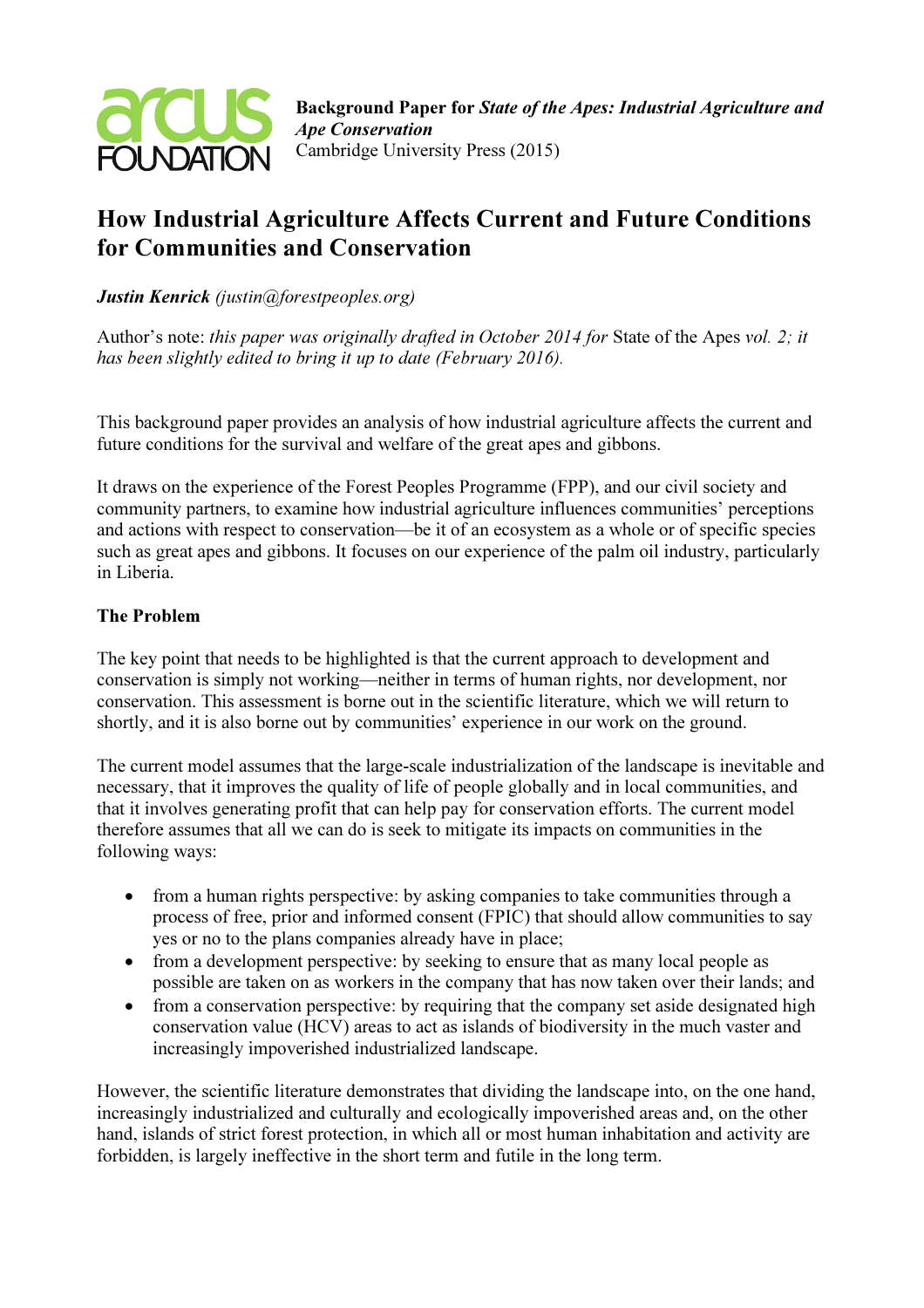**Background Paper for *State of the Apes: Industrial Agriculture and Ape Conservation***
Cambridge University Press (2015)

# How Industrial Agriculture Affects Current and Future Conditions for Communities and Conservation

***Justin Kenrick*** *(justin@forestpeoples.org)*

Author's note: *this paper was originally drafted in October 2014 for* State of the Apes *vol. 2; it has been slightly edited to bring it up to date (February 2016).*

This background paper provides an analysis of how industrial agriculture affects the current and future conditions for the survival and welfare of the great apes and gibbons.

It draws on the experience of the Forest Peoples Programme (FPP), and our civil society and community partners, to examine how industrial agriculture influences communities' perceptions and actions with respect to conservation—be it of an ecosystem as a whole or of specific species such as great apes and gibbons. It focuses on our experience of the palm oil industry, particularly in Liberia.

**The Problem**

The key point that needs to be highlighted is that the current approach to development and conservation is simply not working—neither in terms of human rights, nor development, nor conservation. This assessment is borne out in the scientific literature, which we will return to shortly, and it is also borne out by communities' experience in our work on the ground.

The current model assumes that the large-scale industrialization of the landscape is inevitable and necessary, that it improves the quality of life of people globally and in local communities, and that it involves generating profit that can help pay for conservation efforts. The current model therefore assumes that all we can do is seek to mitigate its impacts on communities in the following ways:

- from a human rights perspective: by asking companies to take communities through a process of free, prior and informed consent (FPIC) that should allow communities to say yes or no to the plans companies already have in place;
- from a development perspective: by seeking to ensure that as many local people as possible are taken on as workers in the company that has now taken over their lands; and
- from a conservation perspective: by requiring that the company set aside designated high conservation value (HCV) areas to act as islands of biodiversity in the much vaster and increasingly impoverished industrialized landscape.

However, the scientific literature demonstrates that dividing the landscape into, on the one hand, increasingly industrialized and culturally and ecologically impoverished areas and, on the other hand, islands of strict forest protection, in which all or most human inhabitation and activity are forbidden, is largely ineffective in the short term and futile in the long term.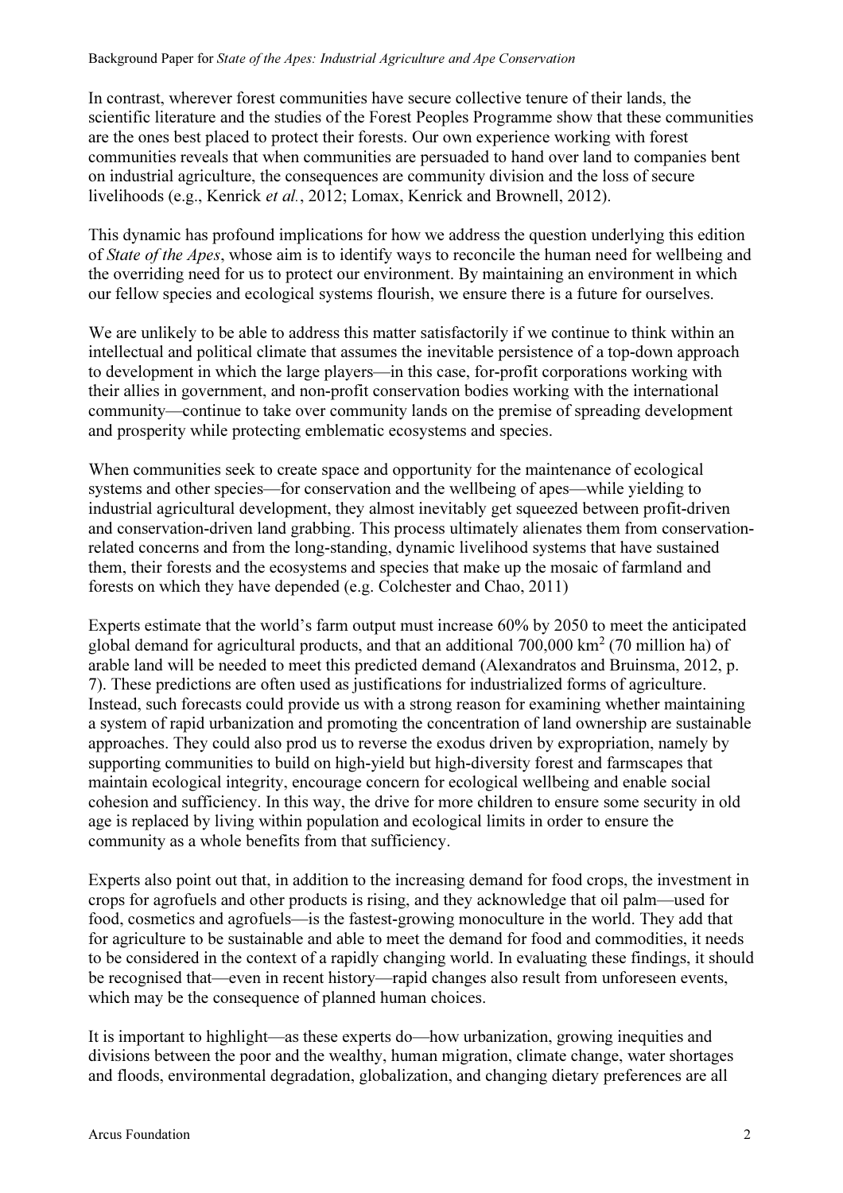In contrast, wherever forest communities have secure collective tenure of their lands, the scientific literature and the studies of the Forest Peoples Programme show that these communities are the ones best placed to protect their forests. Our own experience working with forest communities reveals that when communities are persuaded to hand over land to companies bent on industrial agriculture, the consequences are community division and the loss of secure livelihoods (e.g., Kenrick *et al.*, 2012; Lomax, Kenrick and Brownell, 2012).

This dynamic has profound implications for how we address the question underlying this edition of *State of the Apes*, whose aim is to identify ways to reconcile the human need for wellbeing and the overriding need for us to protect our environment. By maintaining an environment in which our fellow species and ecological systems flourish, we ensure there is a future for ourselves.

We are unlikely to be able to address this matter satisfactorily if we continue to think within an intellectual and political climate that assumes the inevitable persistence of a top-down approach to development in which the large players—in this case, for-profit corporations working with their allies in government, and non-profit conservation bodies working with the international community—continue to take over community lands on the premise of spreading development and prosperity while protecting emblematic ecosystems and species.

When communities seek to create space and opportunity for the maintenance of ecological systems and other species—for conservation and the wellbeing of apes—while yielding to industrial agricultural development, they almost inevitably get squeezed between profit-driven and conservation-driven land grabbing. This process ultimately alienates them from conservation-related concerns and from the long-standing, dynamic livelihood systems that have sustained them, their forests and the ecosystems and species that make up the mosaic of farmland and forests on which they have depended (e.g. Colchester and Chao, 2011)

Experts estimate that the world's farm output must increase 60% by 2050 to meet the anticipated global demand for agricultural products, and that an additional 700,000 km$^2$ (70 million ha) of arable land will be needed to meet this predicted demand (Alexandratos and Bruinsma, 2012, p. 7). These predictions are often used as justifications for industrialized forms of agriculture. Instead, such forecasts could provide us with a strong reason for examining whether maintaining a system of rapid urbanization and promoting the concentration of land ownership are sustainable approaches. They could also prod us to reverse the exodus driven by expropriation, namely by supporting communities to build on high-yield but high-diversity forest and farmscapes that maintain ecological integrity, encourage concern for ecological wellbeing and enable social cohesion and sufficiency. In this way, the drive for more children to ensure some security in old age is replaced by living within population and ecological limits in order to ensure the community as a whole benefits from that sufficiency.

Experts also point out that, in addition to the increasing demand for food crops, the investment in crops for agrofuels and other products is rising, and they acknowledge that oil palm—used for food, cosmetics and agrofuels—is the fastest-growing monoculture in the world. They add that for agriculture to be sustainable and able to meet the demand for food and commodities, it needs to be considered in the context of a rapidly changing world. In evaluating these findings, it should be recognised that—even in recent history—rapid changes also result from unforeseen events, which may be the consequence of planned human choices.

It is important to highlight—as these experts do—how urbanization, growing inequities and divisions between the poor and the wealthy, human migration, climate change, water shortages and floods, environmental degradation, globalization, and changing dietary preferences are all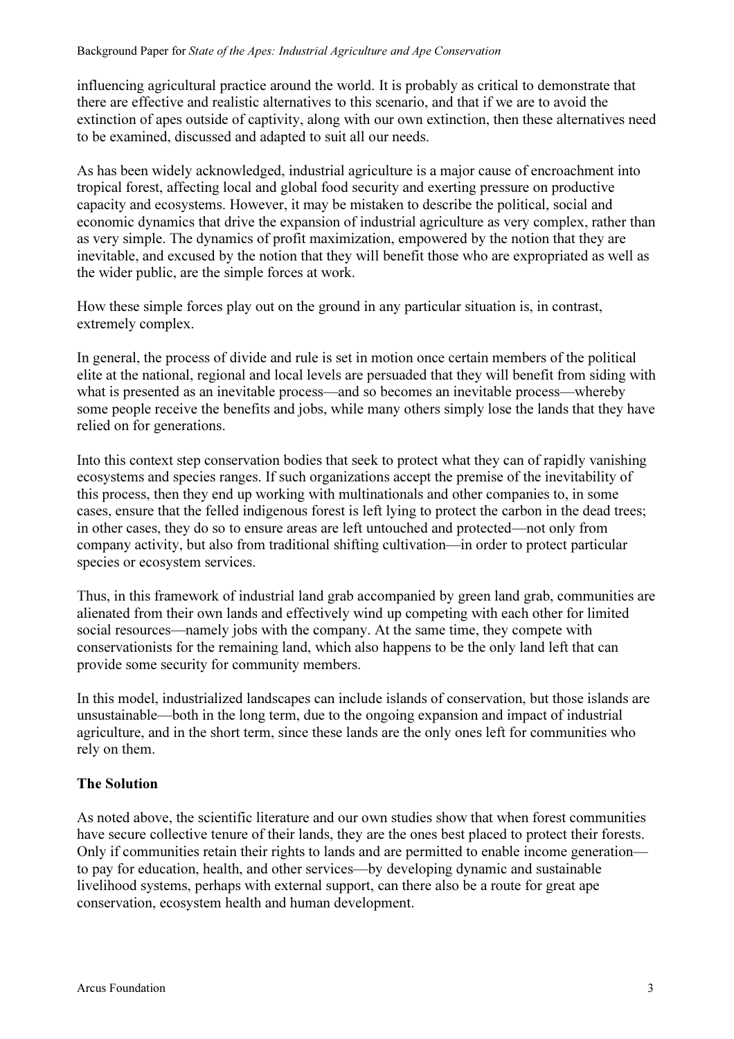influencing agricultural practice around the world. It is probably as critical to demonstrate that there are effective and realistic alternatives to this scenario, and that if we are to avoid the extinction of apes outside of captivity, along with our own extinction, then these alternatives need to be examined, discussed and adapted to suit all our needs.

As has been widely acknowledged, industrial agriculture is a major cause of encroachment into tropical forest, affecting local and global food security and exerting pressure on productive capacity and ecosystems. However, it may be mistaken to describe the political, social and economic dynamics that drive the expansion of industrial agriculture as very complex, rather than as very simple. The dynamics of profit maximization, empowered by the notion that they are inevitable, and excused by the notion that they will benefit those who are expropriated as well as the wider public, are the simple forces at work.

How these simple forces play out on the ground in any particular situation is, in contrast, extremely complex.

In general, the process of divide and rule is set in motion once certain members of the political elite at the national, regional and local levels are persuaded that they will benefit from siding with what is presented as an inevitable process—and so becomes an inevitable process—whereby some people receive the benefits and jobs, while many others simply lose the lands that they have relied on for generations.

Into this context step conservation bodies that seek to protect what they can of rapidly vanishing ecosystems and species ranges. If such organizations accept the premise of the inevitability of this process, then they end up working with multinationals and other companies to, in some cases, ensure that the felled indigenous forest is left lying to protect the carbon in the dead trees; in other cases, they do so to ensure areas are left untouched and protected—not only from company activity, but also from traditional shifting cultivation—in order to protect particular species or ecosystem services.

Thus, in this framework of industrial land grab accompanied by green land grab, communities are alienated from their own lands and effectively wind up competing with each other for limited social resources—namely jobs with the company. At the same time, they compete with conservationists for the remaining land, which also happens to be the only land left that can provide some security for community members.

In this model, industrialized landscapes can include islands of conservation, but those islands are unsustainable—both in the long term, due to the ongoing expansion and impact of industrial agriculture, and in the short term, since these lands are the only ones left for communities who rely on them.

## The Solution

As noted above, the scientific literature and our own studies show that when forest communities have secure collective tenure of their lands, they are the ones best placed to protect their forests. Only if communities retain their rights to lands and are permitted to enable income generation—to pay for education, health, and other services—by developing dynamic and sustainable livelihood systems, perhaps with external support, can there also be a route for great ape conservation, ecosystem health and human development.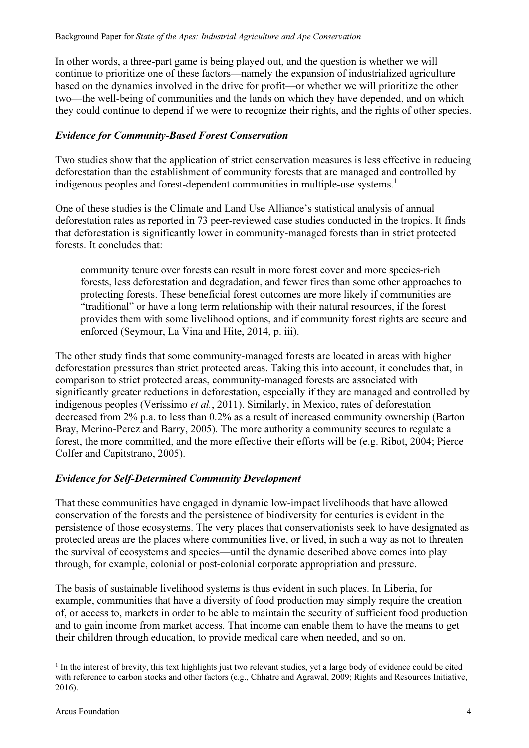In other words, a three-part game is being played out, and the question is whether we will continue to prioritize one of these factors—namely the expansion of industrialized agriculture based on the dynamics involved in the drive for profit—or whether we will prioritize the other two—the well-being of communities and the lands on which they have depended, and on which they could continue to depend if we were to recognize their rights, and the rights of other species.

### *Evidence for Community-Based Forest Conservation*

Two studies show that the application of strict conservation measures is less effective in reducing deforestation than the establishment of community forests that are managed and controlled by indigenous peoples and forest-dependent communities in multiple-use systems.[1]

One of these studies is the Climate and Land Use Alliance's statistical analysis of annual deforestation rates as reported in 73 peer-reviewed case studies conducted in the tropics. It finds that deforestation is significantly lower in community-managed forests than in strict protected forests. It concludes that:

> community tenure over forests can result in more forest cover and more species-rich forests, less deforestation and degradation, and fewer fires than some other approaches to protecting forests. These beneficial forest outcomes are more likely if communities are "traditional" or have a long term relationship with their natural resources, if the forest provides them with some livelihood options, and if community forest rights are secure and enforced (Seymour, La Vina and Hite, 2014, p. iii).

The other study finds that some community-managed forests are located in areas with higher deforestation pressures than strict protected areas. Taking this into account, it concludes that, in comparison to strict protected areas, community-managed forests are associated with significantly greater reductions in deforestation, especially if they are managed and controlled by indigenous peoples (Veríssimo *et al.*, 2011). Similarly, in Mexico, rates of deforestation decreased from 2% p.a. to less than 0.2% as a result of increased community ownership (Barton Bray, Merino-Perez and Barry, 2005). The more authority a community secures to regulate a forest, the more committed, and the more effective their efforts will be (e.g. Ribot, 2004; Pierce Colfer and Capitstrano, 2005).

### *Evidence for Self-Determined Community Development*

That these communities have engaged in dynamic low-impact livelihoods that have allowed conservation of the forests and the persistence of biodiversity for centuries is evident in the persistence of those ecosystems. The very places that conservationists seek to have designated as protected areas are the places where communities live, or lived, in such a way as not to threaten the survival of ecosystems and species—until the dynamic described above comes into play through, for example, colonial or post-colonial corporate appropriation and pressure.

The basis of sustainable livelihood systems is thus evident in such places. In Liberia, for example, communities that have a diversity of food production may simply require the creation of, or access to, markets in order to be able to maintain the security of sufficient food production and to gain income from market access. That income can enable them to have the means to get their children through education, to provide medical care when needed, and so on.

---

[1] In the interest of brevity, this text highlights just two relevant studies, yet a large body of evidence could be cited with reference to carbon stocks and other factors (e.g., Chhatre and Agrawal, 2009; Rights and Resources Initiative, 2016).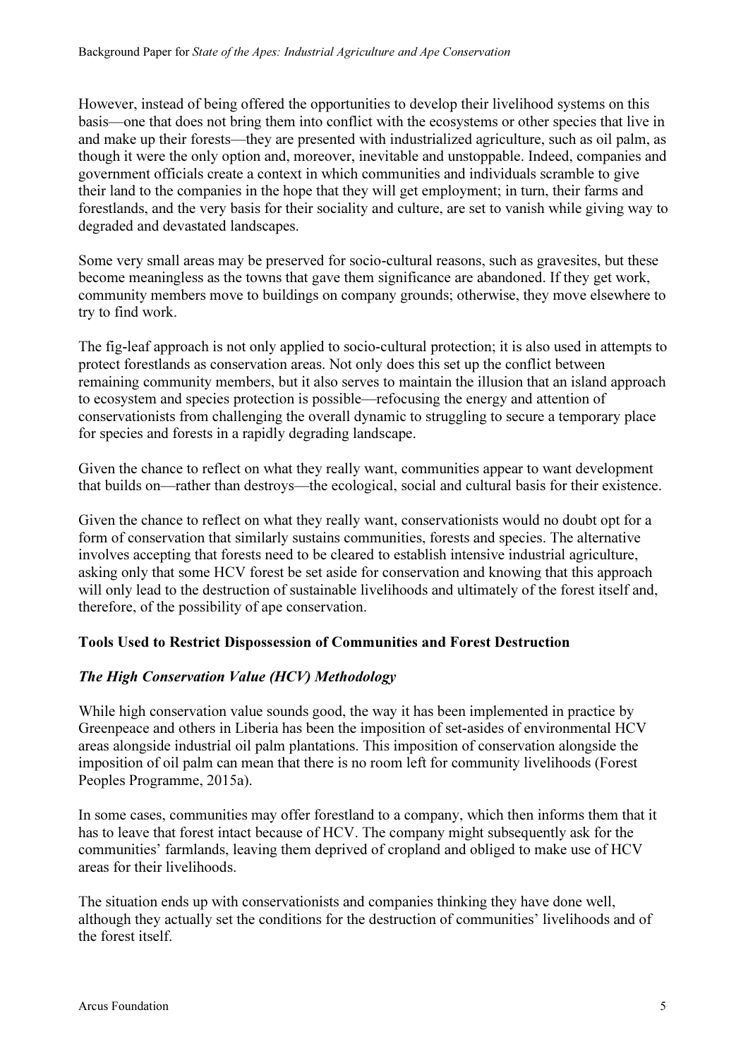However, instead of being offered the opportunities to develop their livelihood systems on this basis—one that does not bring them into conflict with the ecosystems or other species that live in and make up their forests—they are presented with industrialized agriculture, such as oil palm, as though it were the only option and, moreover, inevitable and unstoppable. Indeed, companies and government officials create a context in which communities and individuals scramble to give their land to the companies in the hope that they will get employment; in turn, their farms and forestlands, and the very basis for their sociality and culture, are set to vanish while giving way to degraded and devastated landscapes.

Some very small areas may be preserved for socio-cultural reasons, such as gravesites, but these become meaningless as the towns that gave them significance are abandoned. If they get work, community members move to buildings on company grounds; otherwise, they move elsewhere to try to find work.

The fig-leaf approach is not only applied to socio-cultural protection; it is also used in attempts to protect forestlands as conservation areas. Not only does this set up the conflict between remaining community members, but it also serves to maintain the illusion that an island approach to ecosystem and species protection is possible—refocusing the energy and attention of conservationists from challenging the overall dynamic to struggling to secure a temporary place for species and forests in a rapidly degrading landscape.

Given the chance to reflect on what they really want, communities appear to want development that builds on—rather than destroys—the ecological, social and cultural basis for their existence.

Given the chance to reflect on what they really want, conservationists would no doubt opt for a form of conservation that similarly sustains communities, forests and species. The alternative involves accepting that forests need to be cleared to establish intensive industrial agriculture, asking only that some HCV forest be set aside for conservation and knowing that this approach will only lead to the destruction of sustainable livelihoods and ultimately of the forest itself and, therefore, of the possibility of ape conservation.

### Tools Used to Restrict Dispossession of Communities and Forest Destruction

#### *The High Conservation Value (HCV) Methodology*

While high conservation value sounds good, the way it has been implemented in practice by Greenpeace and others in Liberia has been the imposition of set-asides of environmental HCV areas alongside industrial oil palm plantations. This imposition of conservation alongside the imposition of oil palm can mean that there is no room left for community livelihoods (Forest Peoples Programme, 2015a).

In some cases, communities may offer forestland to a company, which then informs them that it has to leave that forest intact because of HCV. The company might subsequently ask for the communities' farmlands, leaving them deprived of cropland and obliged to make use of HCV areas for their livelihoods.

The situation ends up with conservationists and companies thinking they have done well, although they actually set the conditions for the destruction of communities' livelihoods and of the forest itself.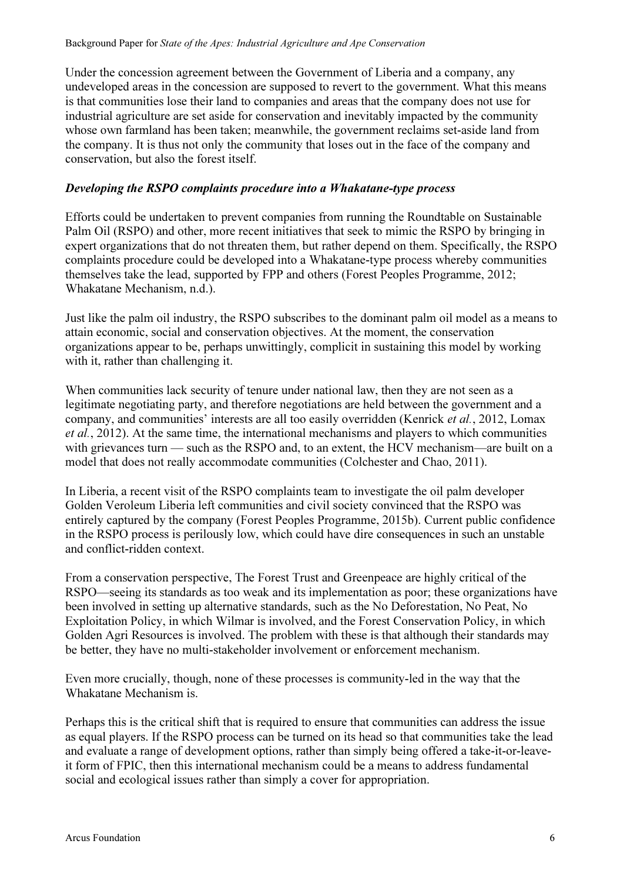Under the concession agreement between the Government of Liberia and a company, any undeveloped areas in the concession are supposed to revert to the government. What this means is that communities lose their land to companies and areas that the company does not use for industrial agriculture are set aside for conservation and inevitably impacted by the community whose own farmland has been taken; meanwhile, the government reclaims set-aside land from the company. It is thus not only the community that loses out in the face of the company and conservation, but also the forest itself.

### *Developing the RSPO complaints procedure into a Whakatane-type process*

Efforts could be undertaken to prevent companies from running the Roundtable on Sustainable Palm Oil (RSPO) and other, more recent initiatives that seek to mimic the RSPO by bringing in expert organizations that do not threaten them, but rather depend on them. Specifically, the RSPO complaints procedure could be developed into a Whakatane-type process whereby communities themselves take the lead, supported by FPP and others (Forest Peoples Programme, 2012; Whakatane Mechanism, n.d.).

Just like the palm oil industry, the RSPO subscribes to the dominant palm oil model as a means to attain economic, social and conservation objectives. At the moment, the conservation organizations appear to be, perhaps unwittingly, complicit in sustaining this model by working with it, rather than challenging it.

When communities lack security of tenure under national law, then they are not seen as a legitimate negotiating party, and therefore negotiations are held between the government and a company, and communities' interests are all too easily overridden (Kenrick *et al.*, 2012, Lomax *et al.*, 2012). At the same time, the international mechanisms and players to which communities with grievances turn — such as the RSPO and, to an extent, the HCV mechanism—are built on a model that does not really accommodate communities (Colchester and Chao, 2011).

In Liberia, a recent visit of the RSPO complaints team to investigate the oil palm developer Golden Veroleum Liberia left communities and civil society convinced that the RSPO was entirely captured by the company (Forest Peoples Programme, 2015b). Current public confidence in the RSPO process is perilously low, which could have dire consequences in such an unstable and conflict-ridden context.

From a conservation perspective, The Forest Trust and Greenpeace are highly critical of the RSPO—seeing its standards as too weak and its implementation as poor; these organizations have been involved in setting up alternative standards, such as the No Deforestation, No Peat, No Exploitation Policy, in which Wilmar is involved, and the Forest Conservation Policy, in which Golden Agri Resources is involved. The problem with these is that although their standards may be better, they have no multi-stakeholder involvement or enforcement mechanism.

Even more crucially, though, none of these processes is community-led in the way that the Whakatane Mechanism is.

Perhaps this is the critical shift that is required to ensure that communities can address the issue as equal players. If the RSPO process can be turned on its head so that communities take the lead and evaluate a range of development options, rather than simply being offered a take-it-or-leave-it form of FPIC, then this international mechanism could be a means to address fundamental social and ecological issues rather than simply a cover for appropriation.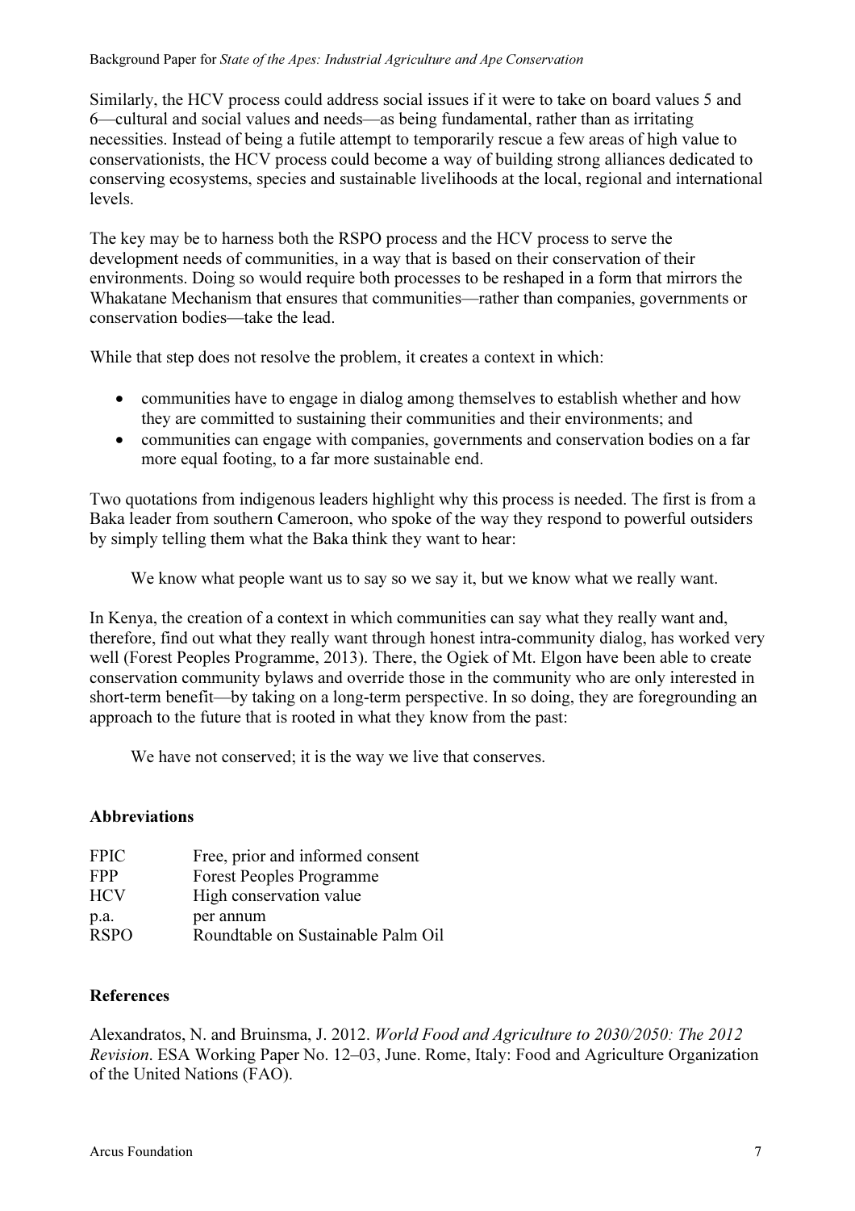Similarly, the HCV process could address social issues if it were to take on board values 5 and 6—cultural and social values and needs—as being fundamental, rather than as irritating necessities. Instead of being a futile attempt to temporarily rescue a few areas of high value to conservationists, the HCV process could become a way of building strong alliances dedicated to conserving ecosystems, species and sustainable livelihoods at the local, regional and international levels.

The key may be to harness both the RSPO process and the HCV process to serve the development needs of communities, in a way that is based on their conservation of their environments. Doing so would require both processes to be reshaped in a form that mirrors the Whakatane Mechanism that ensures that communities—rather than companies, governments or conservation bodies—take the lead.

While that step does not resolve the problem, it creates a context in which:

- communities have to engage in dialog among themselves to establish whether and how they are committed to sustaining their communities and their environments; and
- communities can engage with companies, governments and conservation bodies on a far more equal footing, to a far more sustainable end.

Two quotations from indigenous leaders highlight why this process is needed. The first is from a Baka leader from southern Cameroon, who spoke of the way they respond to powerful outsiders by simply telling them what the Baka think they want to hear:

> We know what people want us to say so we say it, but we know what we really want.

In Kenya, the creation of a context in which communities can say what they really want and, therefore, find out what they really want through honest intra-community dialog, has worked very well (Forest Peoples Programme, 2013). There, the Ogiek of Mt. Elgon have been able to create conservation community bylaws and override those in the community who are only interested in short-term benefit—by taking on a long-term perspective. In so doing, they are foregrounding an approach to the future that is rooted in what they know from the past:

> We have not conserved; it is the way we live that conserves.

## Abbreviations

| | |
|---|---|
| FPIC | Free, prior and informed consent |
| FPP | Forest Peoples Programme |
| HCV | High conservation value |
| p.a. | per annum |
| RSPO | Roundtable on Sustainable Palm Oil |

## References

Alexandratos, N. and Bruinsma, J. 2012. *World Food and Agriculture to 2030/2050: The 2012 Revision*. ESA Working Paper No. 12–03, June. Rome, Italy: Food and Agriculture Organization of the United Nations (FAO).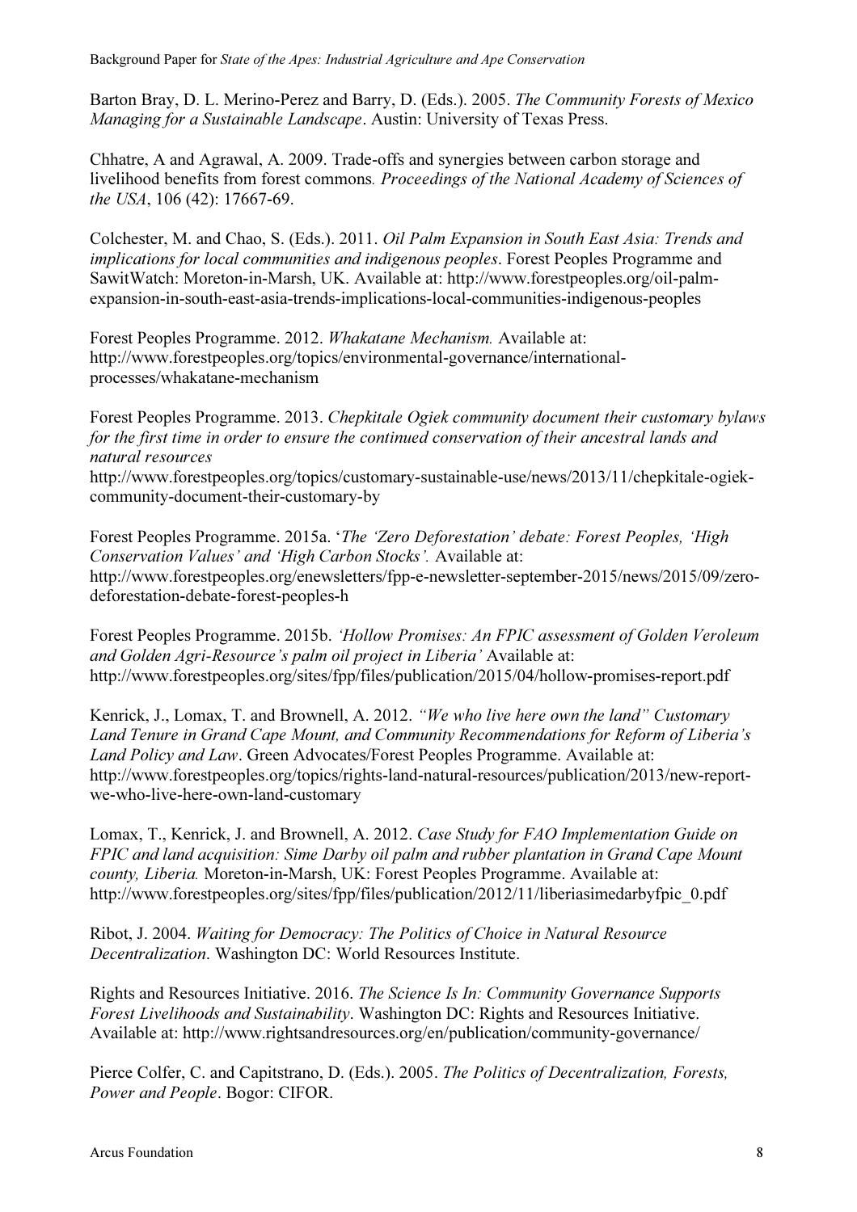Barton Bray, D. L. Merino-Perez and Barry, D. (Eds.). 2005. *The Community Forests of Mexico Managing for a Sustainable Landscape*. Austin: University of Texas Press.

Chhatre, A and Agrawal, A. 2009. Trade-offs and synergies between carbon storage and livelihood benefits from forest commons*. Proceedings of the National Academy of Sciences of the USA*, 106 (42): 17667-69.

Colchester, M. and Chao, S. (Eds.). 2011. *Oil Palm Expansion in South East Asia: Trends and implications for local communities and indigenous peoples*. Forest Peoples Programme and SawitWatch: Moreton-in-Marsh, UK. Available at: http://www.forestpeoples.org/oil-palm-expansion-in-south-east-asia-trends-implications-local-communities-indigenous-peoples

Forest Peoples Programme. 2012. *Whakatane Mechanism.* Available at: http://www.forestpeoples.org/topics/environmental-governance/international-processes/whakatane-mechanism

Forest Peoples Programme. 2013. *Chepkitale Ogiek community document their customary bylaws for the first time in order to ensure the continued conservation of their ancestral lands and natural resources*
http://www.forestpeoples.org/topics/customary-sustainable-use/news/2013/11/chepkitale-ogiek-community-document-their-customary-by

Forest Peoples Programme. 2015a. '*The 'Zero Deforestation' debate: Forest Peoples, 'High Conservation Values' and 'High Carbon Stocks'.* Available at: http://www.forestpeoples.org/enewsletters/fpp-e-newsletter-september-2015/news/2015/09/zero-deforestation-debate-forest-peoples-h

Forest Peoples Programme. 2015b. *'Hollow Promises: An FPIC assessment of Golden Veroleum and Golden Agri-Resource's palm oil project in Liberia'* Available at: http://www.forestpeoples.org/sites/fpp/files/publication/2015/04/hollow-promises-report.pdf

Kenrick, J., Lomax, T. and Brownell, A. 2012. *"We who live here own the land" Customary Land Tenure in Grand Cape Mount, and Community Recommendations for Reform of Liberia's Land Policy and Law*. Green Advocates/Forest Peoples Programme. Available at: http://www.forestpeoples.org/topics/rights-land-natural-resources/publication/2013/new-report-we-who-live-here-own-land-customary

Lomax, T., Kenrick, J. and Brownell, A. 2012. *Case Study for FAO Implementation Guide on FPIC and land acquisition: Sime Darby oil palm and rubber plantation in Grand Cape Mount county, Liberia.* Moreton-in-Marsh, UK: Forest Peoples Programme. Available at: http://www.forestpeoples.org/sites/fpp/files/publication/2012/11/liberiasimedarbyfpic_0.pdf

Ribot, J. 2004. *Waiting for Democracy: The Politics of Choice in Natural Resource Decentralization*. Washington DC: World Resources Institute.

Rights and Resources Initiative. 2016. *The Science Is In: Community Governance Supports Forest Livelihoods and Sustainability*. Washington DC: Rights and Resources Initiative. Available at: http://www.rightsandresources.org/en/publication/community-governance/

Pierce Colfer, C. and Capitstrano, D. (Eds.). 2005. *The Politics of Decentralization, Forests, Power and People*. Bogor: CIFOR.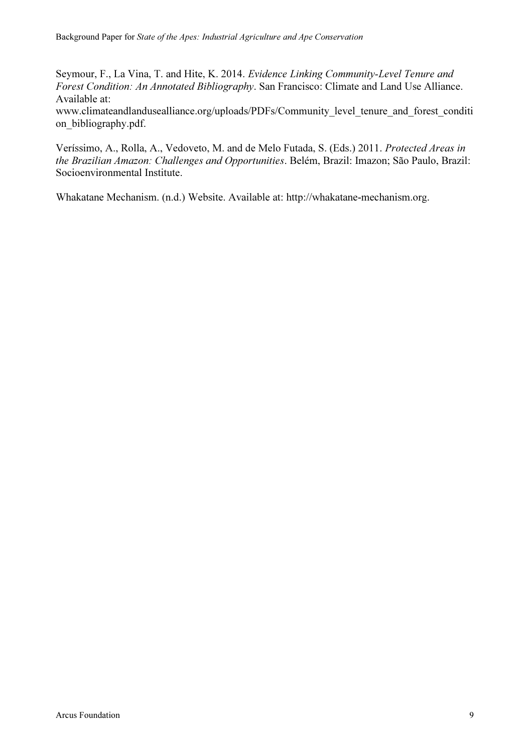Seymour, F., La Vina, T. and Hite, K. 2014. *Evidence Linking Community-Level Tenure and Forest Condition: An Annotated Bibliography*. San Francisco: Climate and Land Use Alliance. Available at: www.climateandlandusealliance.org/uploads/PDFs/Community_level_tenure_and_forest_condition_bibliography.pdf.

Veríssimo, A., Rolla, A., Vedoveto, M. and de Melo Futada, S. (Eds.) 2011. *Protected Areas in the Brazilian Amazon: Challenges and Opportunities*. Belém, Brazil: Imazon; São Paulo, Brazil: Socioenvironmental Institute.

Whakatane Mechanism. (n.d.) Website. Available at: http://whakatane-mechanism.org.